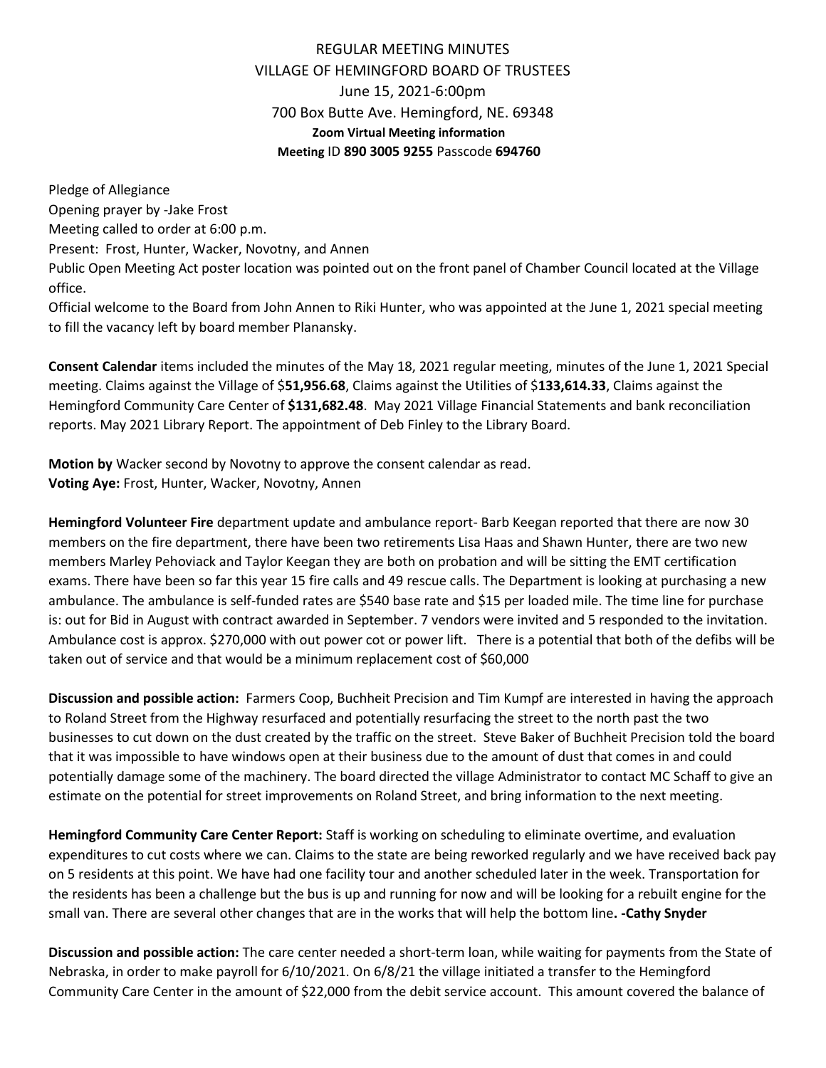# REGULAR MEETING MINUTES
## VILLAGE OF HEMINGFORD BOARD OF TRUSTEES
### June 15, 2021-6:00pm
### 700 Box Butte Ave. Hemingford, NE. 69348
**Zoom Virtual Meeting information**
**Meeting** ID **890 3005 9255** Passcode **694760**

Pledge of Allegiance
Opening prayer by -Jake Frost
Meeting called to order at 6:00 p.m.
Present: Frost, Hunter, Wacker, Novotny, and Annen
Public Open Meeting Act poster location was pointed out on the front panel of Chamber Council located at the Village office.
Official welcome to the Board from John Annen to Riki Hunter, who was appointed at the June 1, 2021 special meeting to fill the vacancy left by board member Planansky.

**Consent Calendar** items included the minutes of the May 18, 2021 regular meeting, minutes of the June 1, 2021 Special meeting. Claims against the Village of $**51,956.68**, Claims against the Utilities of $**133,614.33**, Claims against the Hemingford Community Care Center of **$131,682.48**. May 2021 Village Financial Statements and bank reconciliation reports. May 2021 Library Report. The appointment of Deb Finley to the Library Board.

**Motion by** Wacker second by Novotny to approve the consent calendar as read.
**Voting Aye:** Frost, Hunter, Wacker, Novotny, Annen

**Hemingford Volunteer Fire** department update and ambulance report- Barb Keegan reported that there are now 30 members on the fire department, there have been two retirements Lisa Haas and Shawn Hunter, there are two new members Marley Pehoviack and Taylor Keegan they are both on probation and will be sitting the EMT certification exams. There have been so far this year 15 fire calls and 49 rescue calls. The Department is looking at purchasing a new ambulance. The ambulance is self-funded rates are $540 base rate and $15 per loaded mile. The time line for purchase is: out for Bid in August with contract awarded in September. 7 vendors were invited and 5 responded to the invitation. Ambulance cost is approx. $270,000 with out power cot or power lift. There is a potential that both of the defibs will be taken out of service and that would be a minimum replacement cost of $60,000

**Discussion and possible action:** Farmers Coop, Buchheit Precision and Tim Kumpf are interested in having the approach to Roland Street from the Highway resurfaced and potentially resurfacing the street to the north past the two businesses to cut down on the dust created by the traffic on the street. Steve Baker of Buchheit Precision told the board that it was impossible to have windows open at their business due to the amount of dust that comes in and could potentially damage some of the machinery. The board directed the village Administrator to contact MC Schaff to give an estimate on the potential for street improvements on Roland Street, and bring information to the next meeting.

**Hemingford Community Care Center Report:** Staff is working on scheduling to eliminate overtime, and evaluation expenditures to cut costs where we can. Claims to the state are being reworked regularly and we have received back pay on 5 residents at this point. We have had one facility tour and another scheduled later in the week. Transportation for the residents has been a challenge but the bus is up and running for now and will be looking for a rebuilt engine for the small van. There are several other changes that are in the works that will help the bottom line**. -Cathy Snyder**

**Discussion and possible action:** The care center needed a short-term loan, while waiting for payments from the State of Nebraska, in order to make payroll for 6/10/2021. On 6/8/21 the village initiated a transfer to the Hemingford Community Care Center in the amount of $22,000 from the debit service account. This amount covered the balance of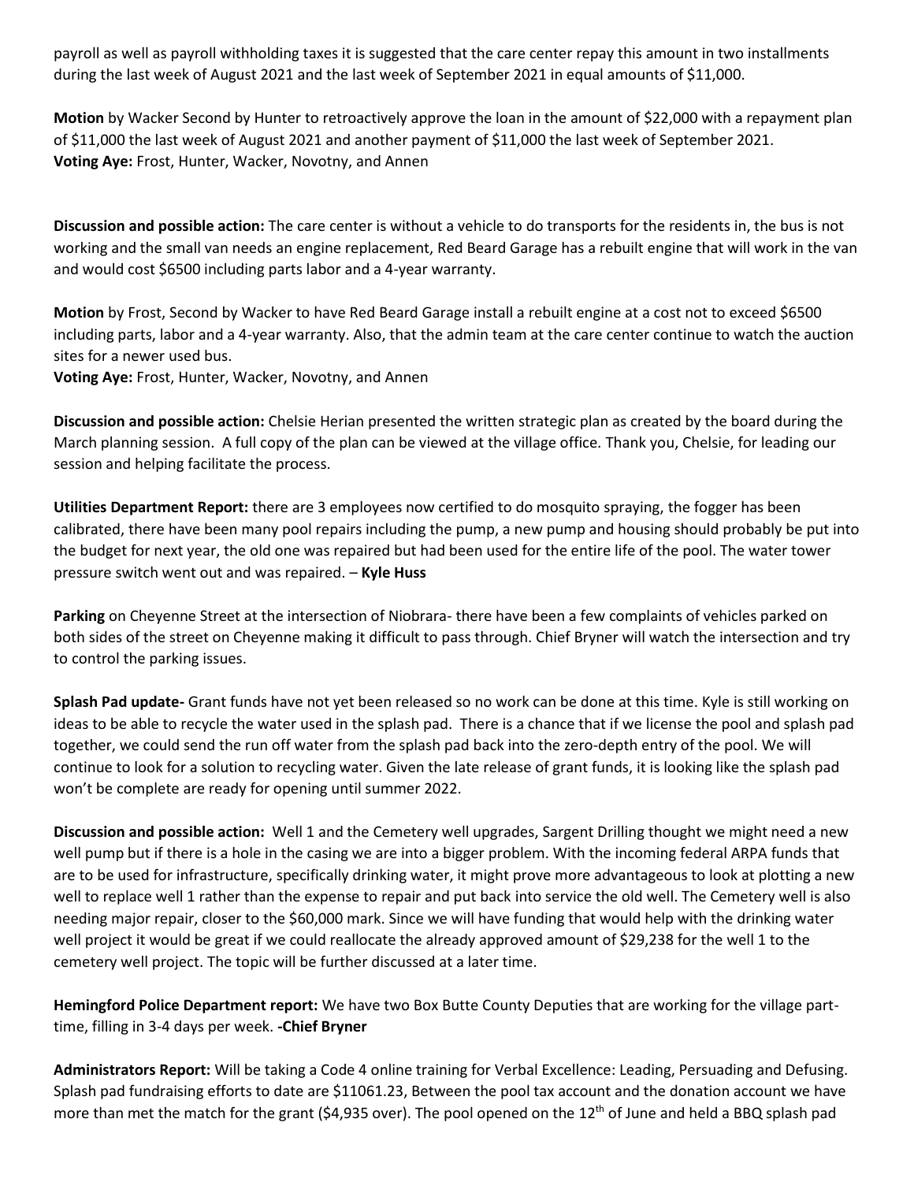payroll as well as payroll withholding taxes it is suggested that the care center repay this amount in two installments during the last week of August 2021 and the last week of September 2021 in equal amounts of $11,000.

**Motion** by Wacker Second by Hunter to retroactively approve the loan in the amount of $22,000 with a repayment plan of $11,000 the last week of August 2021 and another payment of $11,000 the last week of September 2021.
**Voting Aye:** Frost, Hunter, Wacker, Novotny, and Annen

**Discussion and possible action:** The care center is without a vehicle to do transports for the residents in, the bus is not working and the small van needs an engine replacement, Red Beard Garage has a rebuilt engine that will work in the van and would cost $6500 including parts labor and a 4-year warranty.

**Motion** by Frost, Second by Wacker to have Red Beard Garage install a rebuilt engine at a cost not to exceed $6500 including parts, labor and a 4-year warranty. Also, that the admin team at the care center continue to watch the auction sites for a newer used bus.
**Voting Aye:** Frost, Hunter, Wacker, Novotny, and Annen

**Discussion and possible action:** Chelsie Herian presented the written strategic plan as created by the board during the March planning session. A full copy of the plan can be viewed at the village office. Thank you, Chelsie, for leading our session and helping facilitate the process.

**Utilities Department Report:** there are 3 employees now certified to do mosquito spraying, the fogger has been calibrated, there have been many pool repairs including the pump, a new pump and housing should probably be put into the budget for next year, the old one was repaired but had been used for the entire life of the pool. The water tower pressure switch went out and was repaired. – **Kyle Huss**

**Parking** on Cheyenne Street at the intersection of Niobrara- there have been a few complaints of vehicles parked on both sides of the street on Cheyenne making it difficult to pass through. Chief Bryner will watch the intersection and try to control the parking issues.

**Splash Pad update-** Grant funds have not yet been released so no work can be done at this time. Kyle is still working on ideas to be able to recycle the water used in the splash pad. There is a chance that if we license the pool and splash pad together, we could send the run off water from the splash pad back into the zero-depth entry of the pool. We will continue to look for a solution to recycling water. Given the late release of grant funds, it is looking like the splash pad won't be complete are ready for opening until summer 2022.

**Discussion and possible action:** Well 1 and the Cemetery well upgrades, Sargent Drilling thought we might need a new well pump but if there is a hole in the casing we are into a bigger problem. With the incoming federal ARPA funds that are to be used for infrastructure, specifically drinking water, it might prove more advantageous to look at plotting a new well to replace well 1 rather than the expense to repair and put back into service the old well. The Cemetery well is also needing major repair, closer to the $60,000 mark. Since we will have funding that would help with the drinking water well project it would be great if we could reallocate the already approved amount of $29,238 for the well 1 to the cemetery well project. The topic will be further discussed at a later time.

**Hemingford Police Department report:** We have two Box Butte County Deputies that are working for the village part-time, filling in 3-4 days per week. **-Chief Bryner**

**Administrators Report:** Will be taking a Code 4 online training for Verbal Excellence: Leading, Persuading and Defusing. Splash pad fundraising efforts to date are $11061.23, Between the pool tax account and the donation account we have more than met the match for the grant ($4,935 over). The pool opened on the 12th of June and held a BBQ splash pad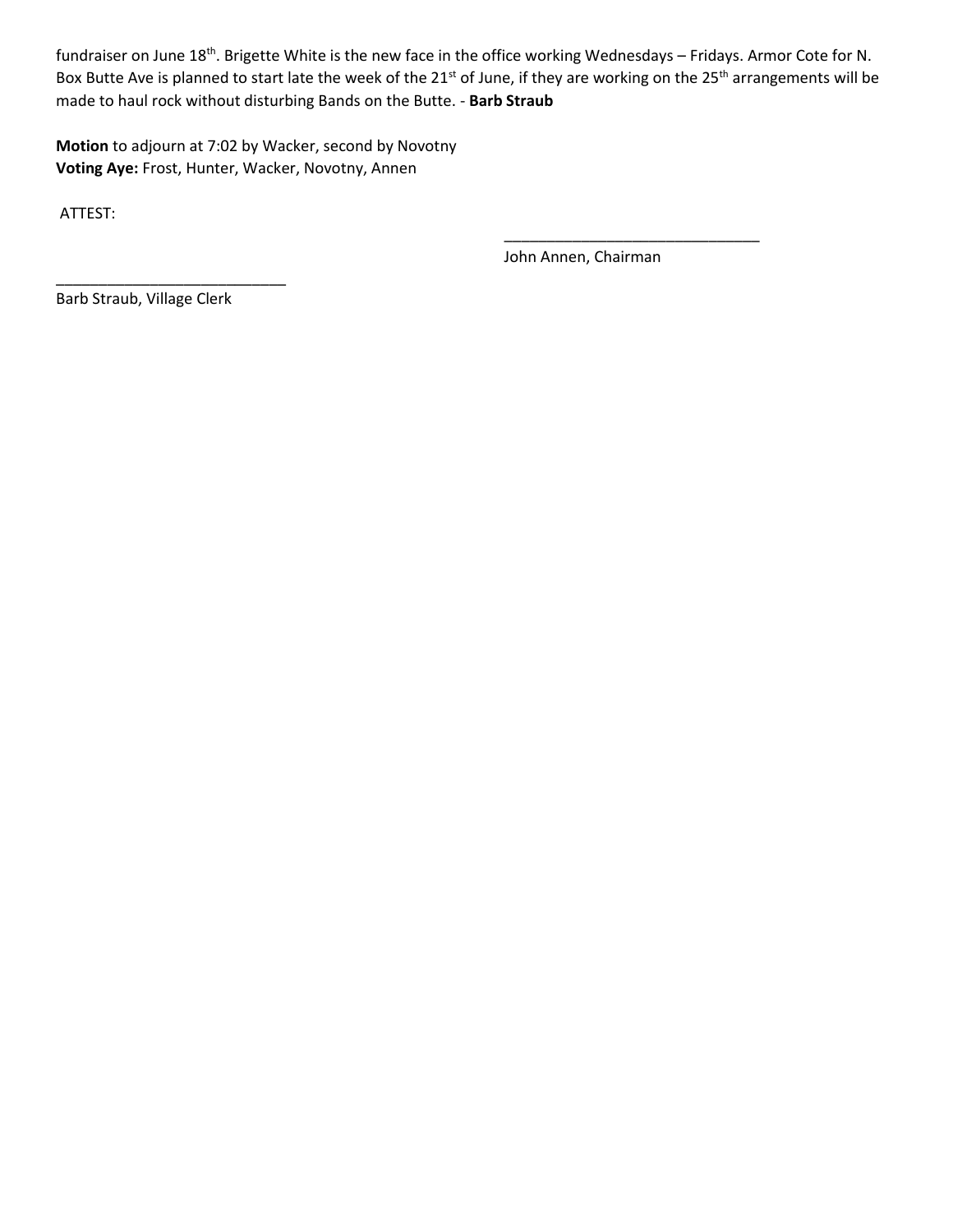fundraiser on June 18th. Brigette White is the new face in the office working Wednesdays – Fridays. Armor Cote for N. Box Butte Ave is planned to start late the week of the 21st of June, if they are working on the 25th arrangements will be made to haul rock without disturbing Bands on the Butte. - **Barb Straub**

**Motion** to adjourn at 7:02 by Wacker, second by Novotny
**Voting Aye:** Frost, Hunter, Wacker, Novotny, Annen

ATTEST:

______________________________
John Annen, Chairman

___________________________
Barb Straub, Village Clerk